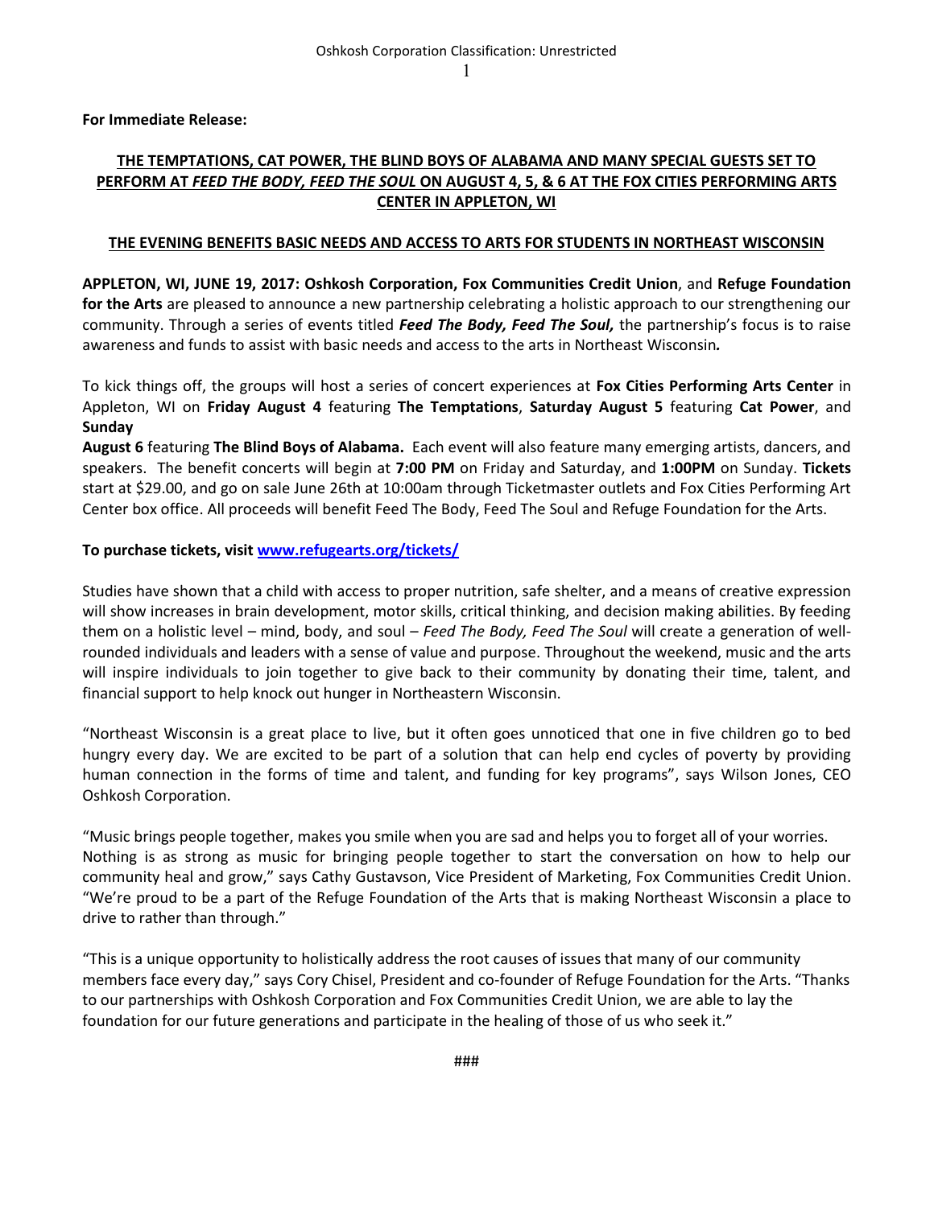**For Immediate Release:**

## THE TEMPTATIONS, CAT POWER, THE BLIND BOYS OF ALABAMA AND MANY SPECIAL GUESTS SET TO PERFORM AT *FEED THE BODY, FEED THE SOUL* ON AUGUST 4, 5, & 6 AT THE FOX CITIES PERFORMING ARTS CENTER IN APPLETON, WI

### THE EVENING BENEFITS BASIC NEEDS AND ACCESS TO ARTS FOR STUDENTS IN NORTHEAST WISCONSIN

**APPLETON, WI, JUNE 19, 2017: Oshkosh Corporation, Fox Communities Credit Union**, and **Refuge Foundation for the Arts** are pleased to announce a new partnership celebrating a holistic approach to our strengthening our community. Through a series of events titled ***Feed The Body, Feed The Soul,*** the partnership's focus is to raise awareness and funds to assist with basic needs and access to the arts in Northeast Wisconsin***.***

To kick things off, the groups will host a series of concert experiences at **Fox Cities Performing Arts Center** in Appleton, WI on **Friday August 4** featuring **The Temptations**, **Saturday August 5** featuring **Cat Power**, and **Sunday August 6** featuring **The Blind Boys of Alabama.** Each event will also feature many emerging artists, dancers, and speakers. The benefit concerts will begin at **7:00 PM** on Friday and Saturday, and **1:00PM** on Sunday. **Tickets** start at $29.00, and go on sale June 26th at 10:00am through Ticketmaster outlets and Fox Cities Performing Art Center box office. All proceeds will benefit Feed The Body, Feed The Soul and Refuge Foundation for the Arts.

**To purchase tickets, visit [www.refugearts.org/tickets/](www.refugearts.org/tickets/)**

Studies have shown that a child with access to proper nutrition, safe shelter, and a means of creative expression will show increases in brain development, motor skills, critical thinking, and decision making abilities. By feeding them on a holistic level – mind, body, and soul – *Feed The Body, Feed The Soul* will create a generation of well-rounded individuals and leaders with a sense of value and purpose. Throughout the weekend, music and the arts will inspire individuals to join together to give back to their community by donating their time, talent, and financial support to help knock out hunger in Northeastern Wisconsin.

"Northeast Wisconsin is a great place to live, but it often goes unnoticed that one in five children go to bed hungry every day. We are excited to be part of a solution that can help end cycles of poverty by providing human connection in the forms of time and talent, and funding for key programs", says Wilson Jones, CEO Oshkosh Corporation.

"Music brings people together, makes you smile when you are sad and helps you to forget all of your worries. Nothing is as strong as music for bringing people together to start the conversation on how to help our community heal and grow," says Cathy Gustavson, Vice President of Marketing, Fox Communities Credit Union. "We're proud to be a part of the Refuge Foundation of the Arts that is making Northeast Wisconsin a place to drive to rather than through."

"This is a unique opportunity to holistically address the root causes of issues that many of our community members face every day," says Cory Chisel, President and co-founder of Refuge Foundation for the Arts. "Thanks to our partnerships with Oshkosh Corporation and Fox Communities Credit Union, we are able to lay the foundation for our future generations and participate in the healing of those of us who seek it."

###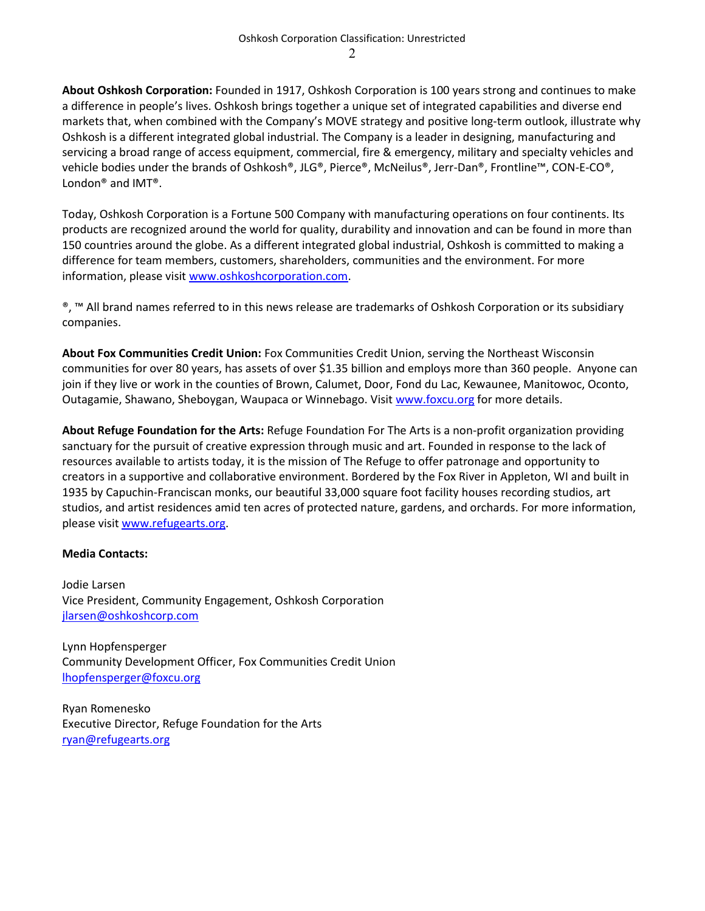**About Oshkosh Corporation:** Founded in 1917, Oshkosh Corporation is 100 years strong and continues to make a difference in people's lives. Oshkosh brings together a unique set of integrated capabilities and diverse end markets that, when combined with the Company's MOVE strategy and positive long-term outlook, illustrate why Oshkosh is a different integrated global industrial. The Company is a leader in designing, manufacturing and servicing a broad range of access equipment, commercial, fire & emergency, military and specialty vehicles and vehicle bodies under the brands of Oshkosh®, JLG®, Pierce®, McNeilus®, Jerr-Dan®, Frontline™, CON-E-CO®, London® and IMT®.

Today, Oshkosh Corporation is a Fortune 500 Company with manufacturing operations on four continents. Its products are recognized around the world for quality, durability and innovation and can be found in more than 150 countries around the globe. As a different integrated global industrial, Oshkosh is committed to making a difference for team members, customers, shareholders, communities and the environment. For more information, please visit www.oshkoshcorporation.com.

®, ™ All brand names referred to in this news release are trademarks of Oshkosh Corporation or its subsidiary companies.

**About Fox Communities Credit Union:** Fox Communities Credit Union, serving the Northeast Wisconsin communities for over 80 years, has assets of over $1.35 billion and employs more than 360 people. Anyone can join if they live or work in the counties of Brown, Calumet, Door, Fond du Lac, Kewaunee, Manitowoc, Oconto, Outagamie, Shawano, Sheboygan, Waupaca or Winnebago. Visit www.foxcu.org for more details.

**About Refuge Foundation for the Arts:** Refuge Foundation For The Arts is a non-profit organization providing sanctuary for the pursuit of creative expression through music and art. Founded in response to the lack of resources available to artists today, it is the mission of The Refuge to offer patronage and opportunity to creators in a supportive and collaborative environment. Bordered by the Fox River in Appleton, WI and built in 1935 by Capuchin-Franciscan monks, our beautiful 33,000 square foot facility houses recording studios, art studios, and artist residences amid ten acres of protected nature, gardens, and orchards. For more information, please visit www.refugearts.org.

**Media Contacts:**

Jodie Larsen
Vice President, Community Engagement, Oshkosh Corporation
jlarsen@oshkoshcorp.com

Lynn Hopfensperger
Community Development Officer, Fox Communities Credit Union
lhopfensperger@foxcu.org

Ryan Romenesko
Executive Director, Refuge Foundation for the Arts
ryan@refugearts.org